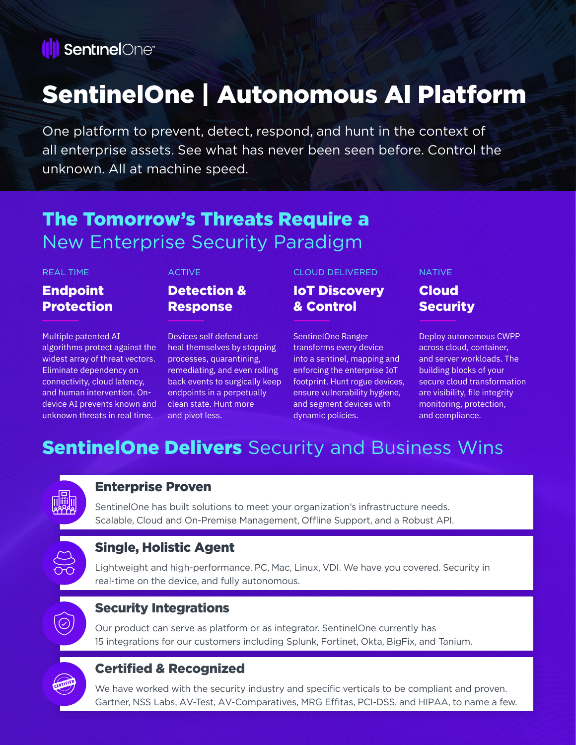SentinelOne

# SentinelOne | Autonomous AI Platform

One platform to prevent, detect, respond, and hunt in the context of all enterprise assets. See what has never been seen before. Control the unknown. All at machine speed.

## The Tomorrow's Threats Require a New Enterprise Security Paradigm

REAL TIME

### Endpoint Protection

Multiple patented AI algorithms protect against the widest array of threat vectors. Eliminate dependency on connectivity, cloud latency, and human intervention. On-device AI prevents known and unknown threats in real time.

ACTIVE

### Detection & Response

Devices self defend and heal themselves by stopping processes, quarantining, remediating, and even rolling back events to surgically keep endpoints in a perpetually clean state. Hunt more and pivot less.

CLOUD DELIVERED

### IoT Discovery & Control

SentinelOne Ranger transforms every device into a sentinel, mapping and enforcing the enterprise IoT footprint. Hunt rogue devices, ensure vulnerability hygiene, and segment devices with dynamic policies.

NATIVE

### Cloud Security

Deploy autonomous CWPP across cloud, container, and server workloads. The building blocks of your secure cloud transformation are visibility, file integrity monitoring, protection, and compliance.

## SentinelOne Delivers Security and Business Wins

### Enterprise Proven

SentinelOne has built solutions to meet your organization's infrastructure needs. Scalable, Cloud and On-Premise Management, Offline Support, and a Robust API.

### Single, Holistic Agent

Lightweight and high-performance. PC, Mac, Linux, VDI. We have you covered. Security in real-time on the device, and fully autonomous.

### Security Integrations

Our product can serve as platform or as integrator. SentinelOne currently has 15 integrations for our customers including Splunk, Fortinet, Okta, BigFix, and Tanium.

### Certified & Recognized

We have worked with the security industry and specific verticals to be compliant and proven. Gartner, NSS Labs, AV-Test, AV-Comparatives, MRG Effitas, PCI-DSS, and HIPAA, to name a few.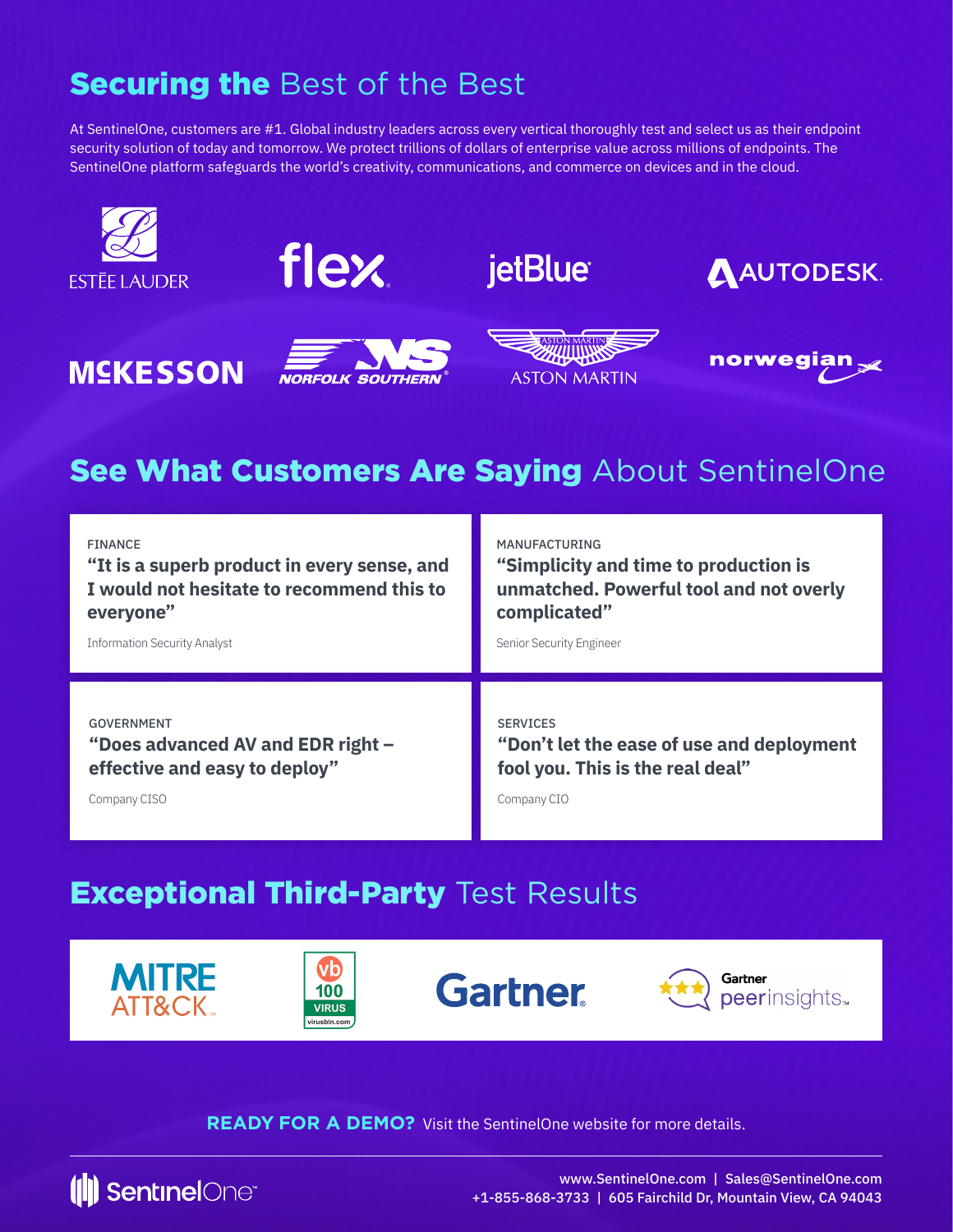# **Securing the** Best of the Best

At SentinelOne, customers are #1. Global industry leaders across every vertical thoroughly test and select us as their endpoint security solution of today and tomorrow. We protect trillions of dollars of enterprise value across millions of endpoints. The SentinelOne platform safeguards the world's creativity, communications, and commerce on devices and in the cloud.

ESTĒE LAUDER | flex | jetBlue | AUTODESK

McKESSON | NORFOLK SOUTHERN | ASTON MARTIN | norwegian

## **See What Customers Are Saying** About SentinelOne

FINANCE

**"It is a superb product in every sense, and I would not hesitate to recommend this to everyone"**

Information Security Analyst

MANUFACTURING

**"Simplicity and time to production is unmatched. Powerful tool and not overly complicated"**

Senior Security Engineer

GOVERNMENT

**"Does advanced AV and EDR right – effective and easy to deploy"**

Company CISO

SERVICES

**"Don't let the ease of use and deployment fool you. This is the real deal"**

Company CIO

## **Exceptional Third-Party** Test Results

MITRE ATT&CK | vb 100 VIRUS virusbtn.com | Gartner | Gartner peerinsights

**READY FOR A DEMO?** Visit the SentinelOne website for more details.

SentinelOne

www.SentinelOne.com | Sales@SentinelOne.com
+1-855-868-3733 | 605 Fairchild Dr, Mountain View, CA 94043